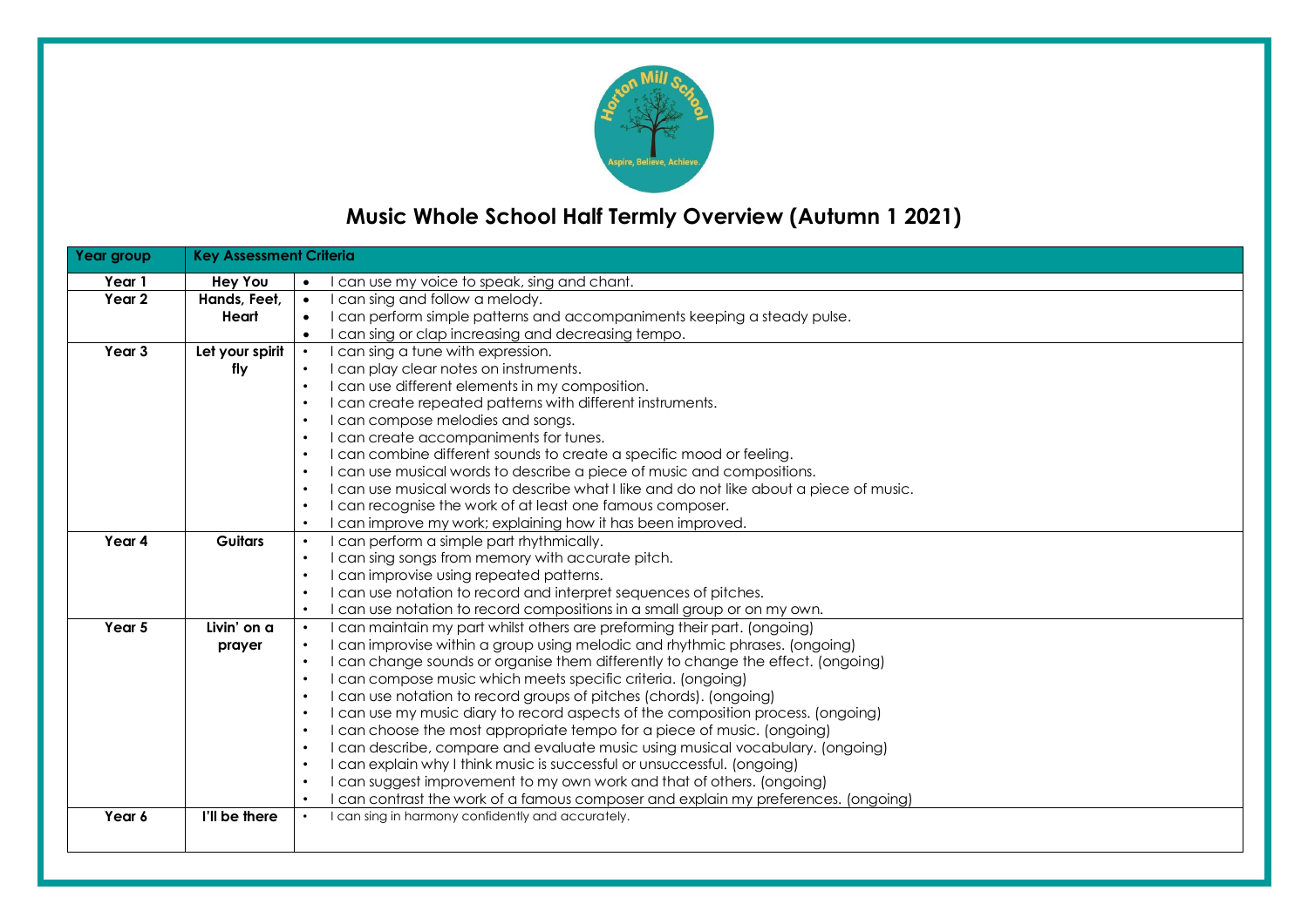# Music Whole School Half Termly Overview (Autumn 1 2021)

| Year group | Key Assessment Criteria | |
|---|---|---|
| Year 1 | Hey You | • I can use my voice to speak, sing and chant. |
| Year 2 | Hands, Feet, Heart | • I can sing and follow a melody.<br>• I can perform simple patterns and accompaniments keeping a steady pulse.<br>• I can sing or clap increasing and decreasing tempo. |
| Year 3 | Let your spirit fly | • I can sing a tune with expression.<br>• I can play clear notes on instruments.<br>• I can use different elements in my composition.<br>• I can create repeated patterns with different instruments.<br>• I can compose melodies and songs.<br>• I can create accompaniments for tunes.<br>• I can combine different sounds to create a specific mood or feeling.<br>• I can use musical words to describe a piece of music and compositions.<br>• I can use musical words to describe what I like and do not like about a piece of music.<br>• I can recognise the work of at least one famous composer.<br>• I can improve my work; explaining how it has been improved. |
| Year 4 | Guitars | • I can perform a simple part rhythmically.<br>• I can sing songs from memory with accurate pitch.<br>• I can improvise using repeated patterns.<br>• I can use notation to record and interpret sequences of pitches.<br>• I can use notation to record compositions in a small group or on my own. |
| Year 5 | Livin' on a prayer | • I can maintain my part whilst others are preforming their part. (ongoing)<br>• I can improvise within a group using melodic and rhythmic phrases. (ongoing)<br>• I can change sounds or organise them differently to change the effect. (ongoing)<br>• I can compose music which meets specific criteria. (ongoing)<br>• I can use notation to record groups of pitches (chords). (ongoing)<br>• I can use my music diary to record aspects of the composition process. (ongoing)<br>• I can choose the most appropriate tempo for a piece of music. (ongoing)<br>• I can describe, compare and evaluate music using musical vocabulary. (ongoing)<br>• I can explain why I think music is successful or unsuccessful. (ongoing)<br>• I can suggest improvement to my own work and that of others. (ongoing)<br>• I can contrast the work of a famous composer and explain my preferences. (ongoing) |
| Year 6 | I'll be there | • I can sing in harmony confidently and accurately. |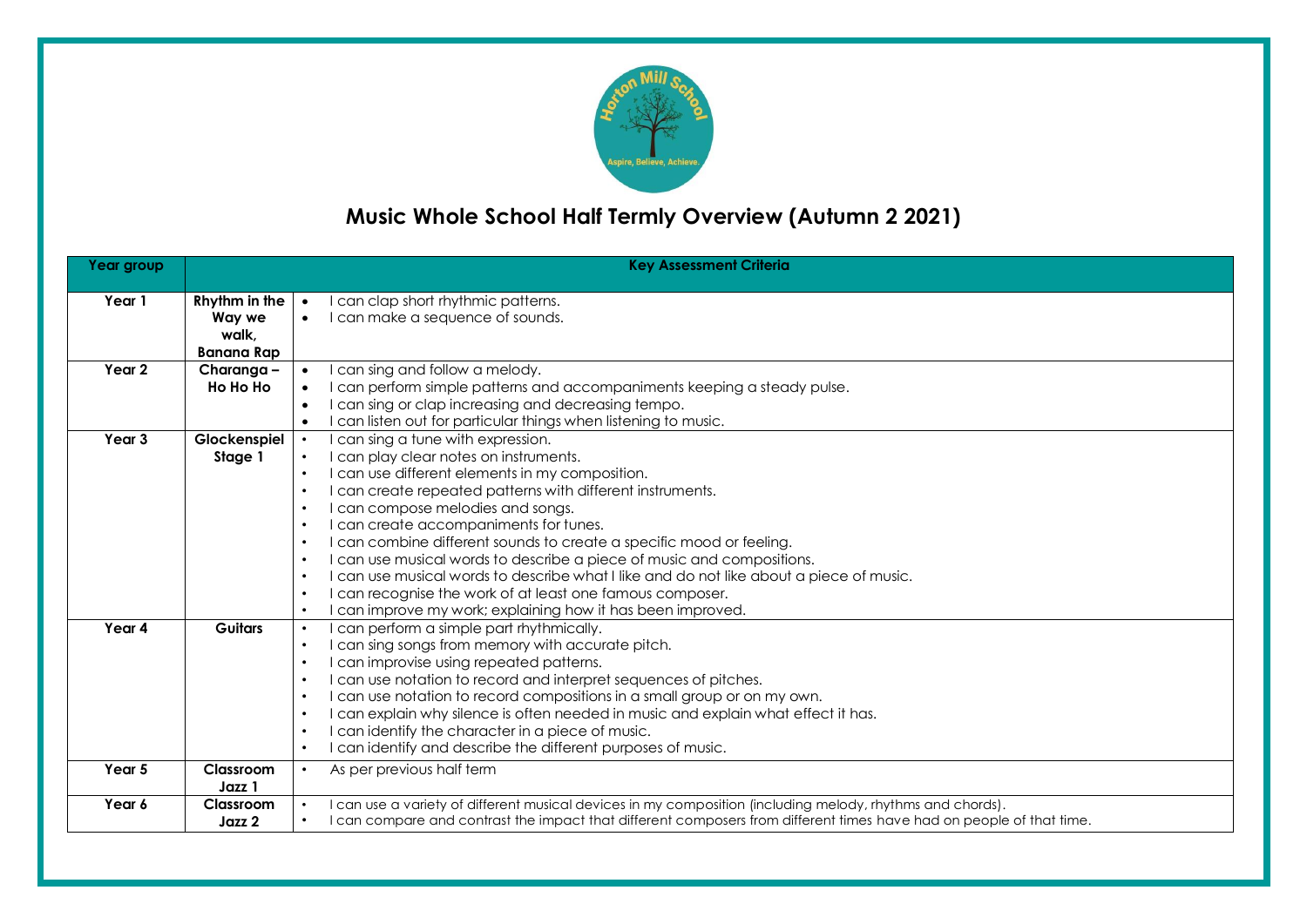# Music Whole School Half Termly Overview (Autumn 2 2021)

| Year group | Key Assessment Criteria | |
|---|---|---|
| Year 1 | **Rhythm in the Way we walk, Banana Rap** | • I can clap short rhythmic patterns.<br>• I can make a sequence of sounds. |
| Year 2 | **Charanga – Ho Ho Ho** | • I can sing and follow a melody.<br>• I can perform simple patterns and accompaniments keeping a steady pulse.<br>• I can sing or clap increasing and decreasing tempo.<br>• I can listen out for particular things when listening to music. |
| Year 3 | **Glockenspiel Stage 1** | • I can sing a tune with expression.<br>• I can play clear notes on instruments.<br>• I can use different elements in my composition.<br>• I can create repeated patterns with different instruments.<br>• I can compose melodies and songs.<br>• I can create accompaniments for tunes.<br>• I can combine different sounds to create a specific mood or feeling.<br>• I can use musical words to describe a piece of music and compositions.<br>• I can use musical words to describe what I like and do not like about a piece of music.<br>• I can recognise the work of at least one famous composer.<br>• I can improve my work; explaining how it has been improved. |
| Year 4 | **Guitars** | • I can perform a simple part rhythmically.<br>• I can sing songs from memory with accurate pitch.<br>• I can improvise using repeated patterns.<br>• I can use notation to record and interpret sequences of pitches.<br>• I can use notation to record compositions in a small group or on my own.<br>• I can explain why silence is often needed in music and explain what effect it has.<br>• I can identify the character in a piece of music.<br>• I can identify and describe the different purposes of music. |
| Year 5 | **Classroom Jazz 1** | • As per previous half term |
| Year 6 | **Classroom Jazz 2** | • I can use a variety of different musical devices in my composition (including melody, rhythms and chords).<br>• I can compare and contrast the impact that different composers from different times have had on people of that time. |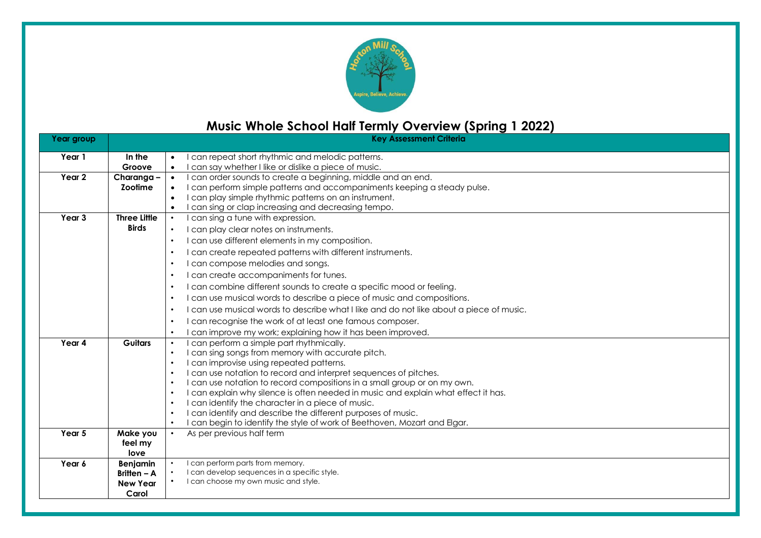# Music Whole School Half Termly Overview (Spring 1 2022)

| Year group | Key Assessment Criteria | |
| --- | --- | --- |
| Year 1 | **In the Groove** | • I can repeat short rhythmic and melodic patterns.<br>• I can say whether I like or dislike a piece of music. |
| Year 2 | **Charanga – Zootime** | • I can order sounds to create a beginning, middle and an end.<br>• I can perform simple patterns and accompaniments keeping a steady pulse.<br>• I can play simple rhythmic patterns on an instrument.<br>• I can sing or clap increasing and decreasing tempo. |
| Year 3 | **Three Little Birds** | • I can sing a tune with expression.<br>• I can play clear notes on instruments.<br>• I can use different elements in my composition.<br>• I can create repeated patterns with different instruments.<br>• I can compose melodies and songs.<br>• I can create accompaniments for tunes.<br>• I can combine different sounds to create a specific mood or feeling.<br>• I can use musical words to describe a piece of music and compositions.<br>• I can use musical words to describe what I like and do not like about a piece of music.<br>• I can recognise the work of at least one famous composer.<br>• I can improve my work; explaining how it has been improved. |
| Year 4 | **Guitars** | • I can perform a simple part rhythmically.<br>• I can sing songs from memory with accurate pitch.<br>• I can improvise using repeated patterns.<br>• I can use notation to record and interpret sequences of pitches.<br>• I can use notation to record compositions in a small group or on my own.<br>• I can explain why silence is often needed in music and explain what effect it has.<br>• I can identify the character in a piece of music.<br>• I can identify and describe the different purposes of music.<br>• I can begin to identify the style of work of Beethoven, Mozart and Elgar. |
| Year 5 | **Make you feel my love** | • As per previous half term |
| Year 6 | **Benjamin Britten – A New Year Carol** | • I can perform parts from memory.<br>• I can develop sequences in a specific style.<br>• I can choose my own music and style. |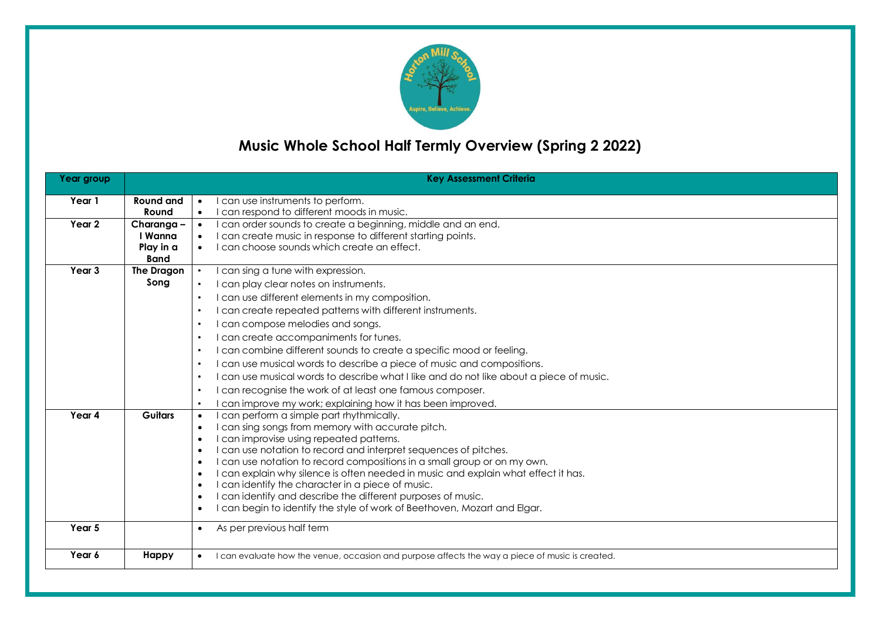# Music Whole School Half Termly Overview (Spring 2 2022)

| Year group | | Key Assessment Criteria |
|---|---|---|
| Year 1 | **Round and Round** | • I can use instruments to perform.<br>• I can respond to different moods in music. |
| Year 2 | **Charanga – I Wanna Play in a Band** | • I can order sounds to create a beginning, middle and an end.<br>• I can create music in response to different starting points.<br>• I can choose sounds which create an effect. |
| Year 3 | **The Dragon Song** | • I can sing a tune with expression.<br>• I can play clear notes on instruments.<br>• I can use different elements in my composition.<br>• I can create repeated patterns with different instruments.<br>• I can compose melodies and songs.<br>• I can create accompaniments for tunes.<br>• I can combine different sounds to create a specific mood or feeling.<br>• I can use musical words to describe a piece of music and compositions.<br>• I can use musical words to describe what I like and do not like about a piece of music.<br>• I can recognise the work of at least one famous composer.<br>• I can improve my work; explaining how it has been improved. |
| Year 4 | **Guitars** | • I can perform a simple part rhythmically.<br>• I can sing songs from memory with accurate pitch.<br>• I can improvise using repeated patterns.<br>• I can use notation to record and interpret sequences of pitches.<br>• I can use notation to record compositions in a small group or on my own.<br>• I can explain why silence is often needed in music and explain what effect it has.<br>• I can identify the character in a piece of music.<br>• I can identify and describe the different purposes of music.<br>• I can begin to identify the style of work of Beethoven, Mozart and Elgar. |
| Year 5 | | • As per previous half term |
| Year 6 | **Happy** | • I can evaluate how the venue, occasion and purpose affects the way a piece of music is created. |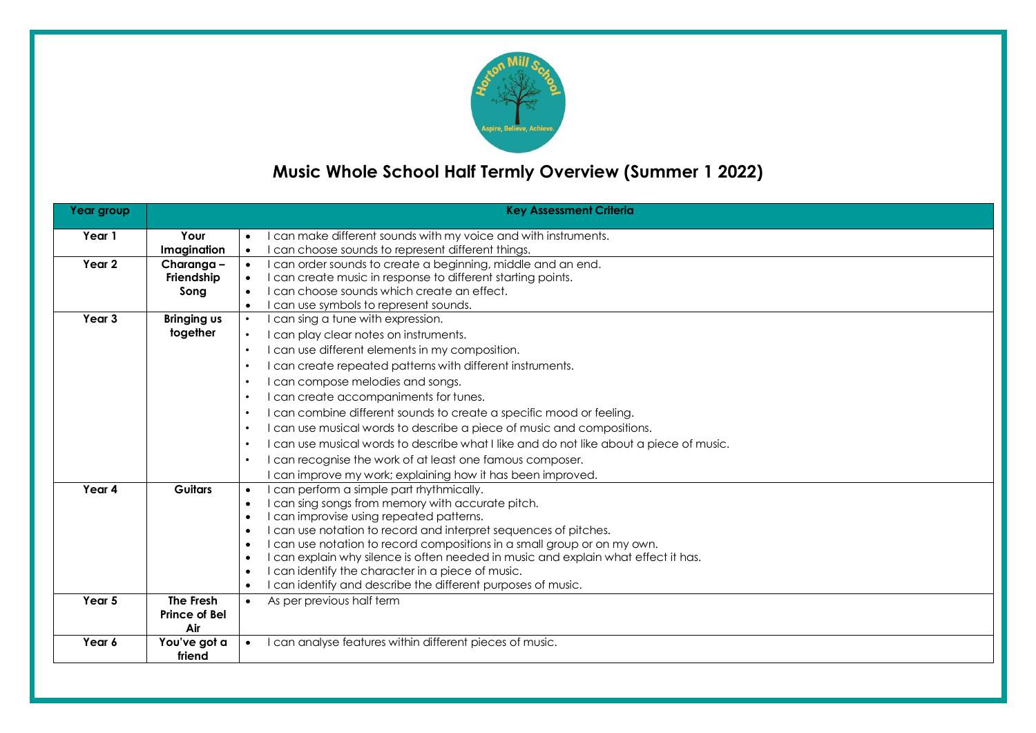# Music Whole School Half Termly Overview (Summer 1 2022)

| Year group | Key Assessment Criteria | |
| --- | --- | --- |
| Year 1 | Your Imagination | • I can make different sounds with my voice and with instruments.<br>• I can choose sounds to represent different things. |
| Year 2 | Charanga – Friendship Song | • I can order sounds to create a beginning, middle and an end.<br>• I can create music in response to different starting points.<br>• I can choose sounds which create an effect.<br>• I can use symbols to represent sounds. |
| Year 3 | Bringing us together | • I can sing a tune with expression.<br>• I can play clear notes on instruments.<br>• I can use different elements in my composition.<br>• I can create repeated patterns with different instruments.<br>• I can compose melodies and songs.<br>• I can create accompaniments for tunes.<br>• I can combine different sounds to create a specific mood or feeling.<br>• I can use musical words to describe a piece of music and compositions.<br>• I can use musical words to describe what I like and do not like about a piece of music.<br>• I can recognise the work of at least one famous composer.<br>I can improve my work; explaining how it has been improved. |
| Year 4 | Guitars | • I can perform a simple part rhythmically.<br>• I can sing songs from memory with accurate pitch.<br>• I can improvise using repeated patterns.<br>• I can use notation to record and interpret sequences of pitches.<br>• I can use notation to record compositions in a small group or on my own.<br>• I can explain why silence is often needed in music and explain what effect it has.<br>• I can identify the character in a piece of music.<br>• I can identify and describe the different purposes of music. |
| Year 5 | The Fresh Prince of Bel Air | • As per previous half term |
| Year 6 | You've got a friend | • I can analyse features within different pieces of music. |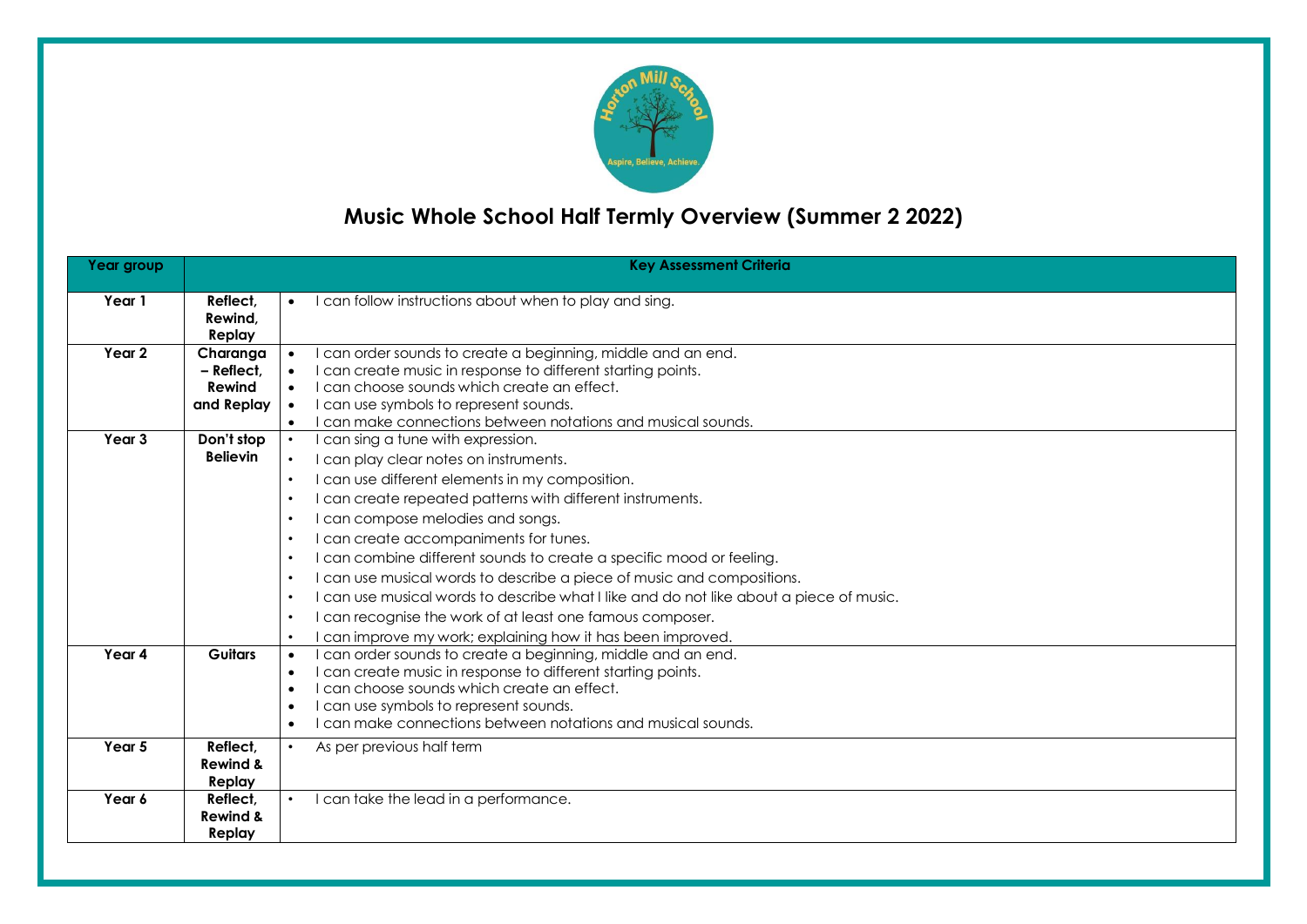# Music Whole School Half Termly Overview (Summer 2 2022)

| Year group | Key Assessment Criteria | |
|---|---|---|
| **Year 1** | **Reflect, Rewind, Replay** | • I can follow instructions about when to play and sing. |
| **Year 2** | **Charanga – Reflect, Rewind and Replay** | • I can order sounds to create a beginning, middle and an end.<br>• I can create music in response to different starting points.<br>• I can choose sounds which create an effect.<br>• I can use symbols to represent sounds.<br>• I can make connections between notations and musical sounds. |
| **Year 3** | **Don't stop Believin** | • I can sing a tune with expression.<br>• I can play clear notes on instruments.<br>• I can use different elements in my composition.<br>• I can create repeated patterns with different instruments.<br>• I can compose melodies and songs.<br>• I can create accompaniments for tunes.<br>• I can combine different sounds to create a specific mood or feeling.<br>• I can use musical words to describe a piece of music and compositions.<br>• I can use musical words to describe what I like and do not like about a piece of music.<br>• I can recognise the work of at least one famous composer.<br>• I can improve my work; explaining how it has been improved. |
| **Year 4** | **Guitars** | • I can order sounds to create a beginning, middle and an end.<br>• I can create music in response to different starting points.<br>• I can choose sounds which create an effect.<br>• I can use symbols to represent sounds.<br>• I can make connections between notations and musical sounds. |
| **Year 5** | **Reflect, Rewind & Replay** | • As per previous half term |
| **Year 6** | **Reflect, Rewind & Replay** | • I can take the lead in a performance. |